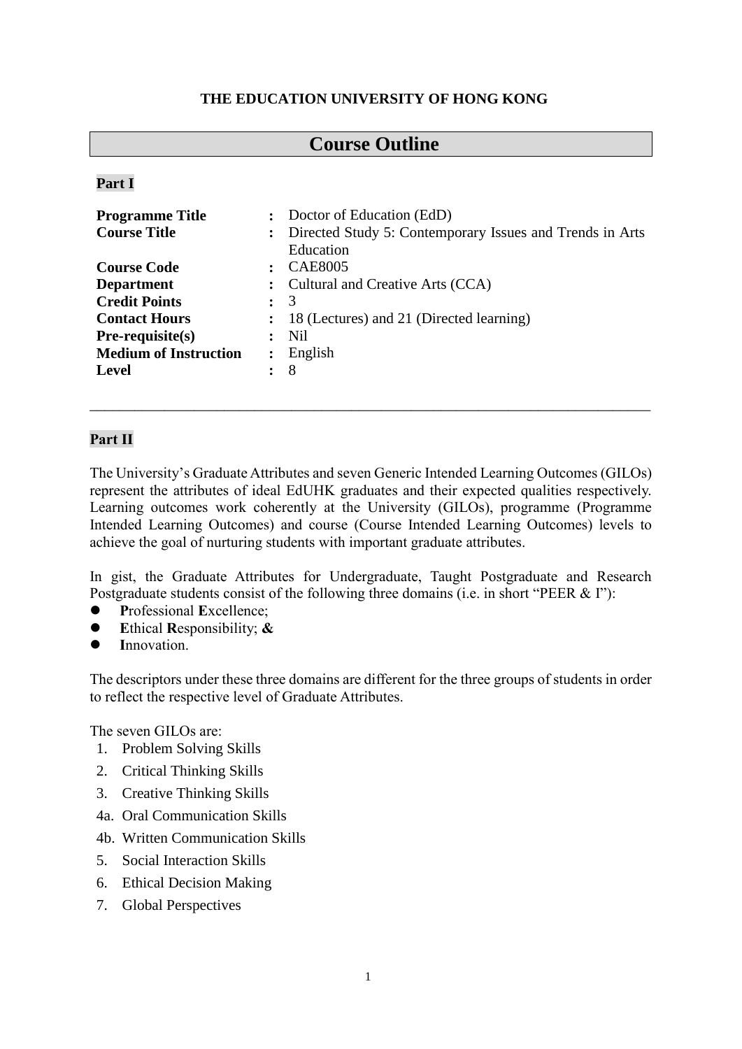**THE EDUCATION UNIVERSITY OF HONG KONG**

# Course Outline

## Part I

| | | |
|---|---|---|
| **Programme Title** | **:** | Doctor of Education (EdD) |
| **Course Title** | **:** | Directed Study 5: Contemporary Issues and Trends in Arts Education |
| **Course Code** | **:** | CAE8005 |
| **Department** | **:** | Cultural and Creative Arts (CCA) |
| **Credit Points** | **:** | 3 |
| **Contact Hours** | **:** | 18 (Lectures) and 21 (Directed learning) |
| **Pre-requisite(s)** | **:** | Nil |
| **Medium of Instruction** | **:** | English |
| **Level** | **:** | 8 |

---

## Part II

The University's Graduate Attributes and seven Generic Intended Learning Outcomes (GILOs) represent the attributes of ideal EdUHK graduates and their expected qualities respectively. Learning outcomes work coherently at the University (GILOs), programme (Programme Intended Learning Outcomes) and course (Course Intended Learning Outcomes) levels to achieve the goal of nurturing students with important graduate attributes.

In gist, the Graduate Attributes for Undergraduate, Taught Postgraduate and Research Postgraduate students consist of the following three domains (i.e. in short "PEER & I"):

- **P**rofessional **E**xcellence;
- **E**thical **R**esponsibility; **&**
- **I**nnovation.

The descriptors under these three domains are different for the three groups of students in order to reflect the respective level of Graduate Attributes.

The seven GILOs are:

1. Problem Solving Skills
2. Critical Thinking Skills
3. Creative Thinking Skills

4a. Oral Communication Skills

4b. Written Communication Skills

5. Social Interaction Skills
6. Ethical Decision Making
7. Global Perspectives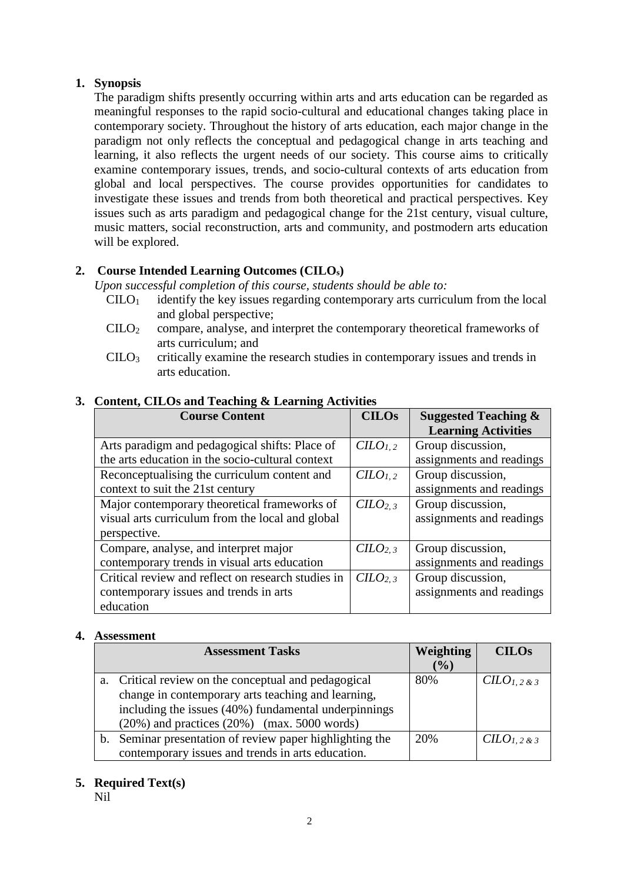## 1. Synopsis

The paradigm shifts presently occurring within arts and arts education can be regarded as meaningful responses to the rapid socio-cultural and educational changes taking place in contemporary society. Throughout the history of arts education, each major change in the paradigm not only reflects the conceptual and pedagogical change in arts teaching and learning, it also reflects the urgent needs of our society. This course aims to critically examine contemporary issues, trends, and socio-cultural contexts of arts education from global and local perspectives. The course provides opportunities for candidates to investigate these issues and trends from both theoretical and practical perspectives. Key issues such as arts paradigm and pedagogical change for the 21st century, visual culture, music matters, social reconstruction, arts and community, and postmodern arts education will be explored.

## 2. Course Intended Learning Outcomes (CILO$_s$)

*Upon successful completion of this course, students should be able to:*

- CILO$_1$ identify the key issues regarding contemporary arts curriculum from the local and global perspective;
- CILO$_2$ compare, analyse, and interpret the contemporary theoretical frameworks of arts curriculum; and
- CILO$_3$ critically examine the research studies in contemporary issues and trends in arts education.

## 3. Content, CILOs and Teaching & Learning Activities

| Course Content | CILOs | Suggested Teaching & Learning Activities |
|---|---|---|
| Arts paradigm and pedagogical shifts: Place of the arts education in the socio-cultural context | *CILO$_{1,2}$* | Group discussion, assignments and readings |
| Reconceptualising the curriculum content and context to suit the 21st century | *CILO$_{1,2}$* | Group discussion, assignments and readings |
| Major contemporary theoretical frameworks of visual arts curriculum from the local and global perspective. | *CILO$_{2,3}$* | Group discussion, assignments and readings |
| Compare, analyse, and interpret major contemporary trends in visual arts education | *CILO$_{2,3}$* | Group discussion, assignments and readings |
| Critical review and reflect on research studies in contemporary issues and trends in arts education | *CILO$_{2,3}$* | Group discussion, assignments and readings |

## 4. Assessment

| Assessment Tasks | Weighting (%) | CILOs |
|---|---|---|
| a. Critical review on the conceptual and pedagogical change in contemporary arts teaching and learning, including the issues (40%) fundamental underpinnings (20%) and practices (20%) (max. 5000 words) | 80% | *CILO$_{1,2\&3}$* |
| b. Seminar presentation of review paper highlighting the contemporary issues and trends in arts education. | 20% | *CILO$_{1,2\&3}$* |

## 5. Required Text(s)

Nil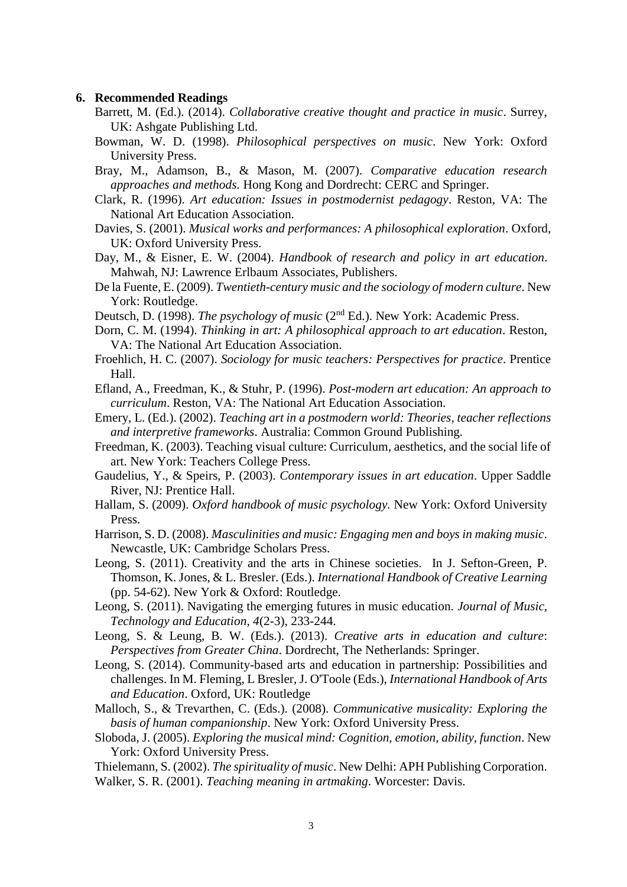### 6. Recommended Readings

Barrett, M. (Ed.). (2014). *Collaborative creative thought and practice in music*. Surrey, UK: Ashgate Publishing Ltd.

Bowman, W. D. (1998). *Philosophical perspectives on music*. New York: Oxford University Press.

Bray, M., Adamson, B., & Mason, M. (2007). *Comparative education research approaches and methods*. Hong Kong and Dordrecht: CERC and Springer.

Clark, R. (1996). *Art education: Issues in postmodernist pedagogy*. Reston, VA: The National Art Education Association.

Davies, S. (2001). *Musical works and performances: A philosophical exploration*. Oxford, UK: Oxford University Press.

Day, M., & Eisner, E. W. (2004). *Handbook of research and policy in art education*. Mahwah, NJ: Lawrence Erlbaum Associates, Publishers.

De la Fuente, E. (2009). *Twentieth-century music and the sociology of modern culture*. New York: Routledge.

Deutsch, D. (1998). *The psychology of music* (2nd Ed.). New York: Academic Press.

Dorn, C. M. (1994). *Thinking in art: A philosophical approach to art education*. Reston, VA: The National Art Education Association.

Froehlich, H. C. (2007). *Sociology for music teachers: Perspectives for practice*. Prentice Hall.

Efland, A., Freedman, K., & Stuhr, P. (1996). *Post-modern art education: An approach to curriculum*. Reston, VA: The National Art Education Association.

Emery, L. (Ed.). (2002). *Teaching art in a postmodern world: Theories, teacher reflections and interpretive frameworks*. Australia: Common Ground Publishing.

Freedman, K. (2003). Teaching visual culture: Curriculum, aesthetics, and the social life of art. New York: Teachers College Press.

Gaudelius, Y., & Speirs, P. (2003). *Contemporary issues in art education*. Upper Saddle River, NJ: Prentice Hall.

Hallam, S. (2009). *Oxford handbook of music psychology.* New York: Oxford University Press.

Harrison, S. D. (2008). *Masculinities and music: Engaging men and boys in making music*. Newcastle, UK: Cambridge Scholars Press.

Leong, S. (2011). Creativity and the arts in Chinese societies. In J. Sefton-Green, P. Thomson, K. Jones, & L. Bresler. (Eds.). *International Handbook of Creative Learning* (pp. 54-62). New York & Oxford: Routledge.

Leong, S. (2011). Navigating the emerging futures in music education. *Journal of Music, Technology and Education, 4*(2-3), 233-244.

Leong, S. & Leung, B. W. (Eds.). (2013). *Creative arts in education and culture*: *Perspectives from Greater China*. Dordrecht, The Netherlands: Springer.

Leong, S. (2014). Community-based arts and education in partnership: Possibilities and challenges. In M. Fleming, L Bresler, J. O'Toole (Eds.), *International Handbook of Arts and Education*. Oxford, UK: Routledge

Malloch, S., & Trevarthen, C. (Eds.). (2008). *Communicative musicality: Exploring the basis of human companionship*. New York: Oxford University Press.

Sloboda, J. (2005). *Exploring the musical mind: Cognition, emotion, ability, function*. New York: Oxford University Press.

Thielemann, S. (2002). *The spirituality of music*. New Delhi: APH Publishing Corporation.

Walker, S. R. (2001). *Teaching meaning in artmaking*. Worcester: Davis.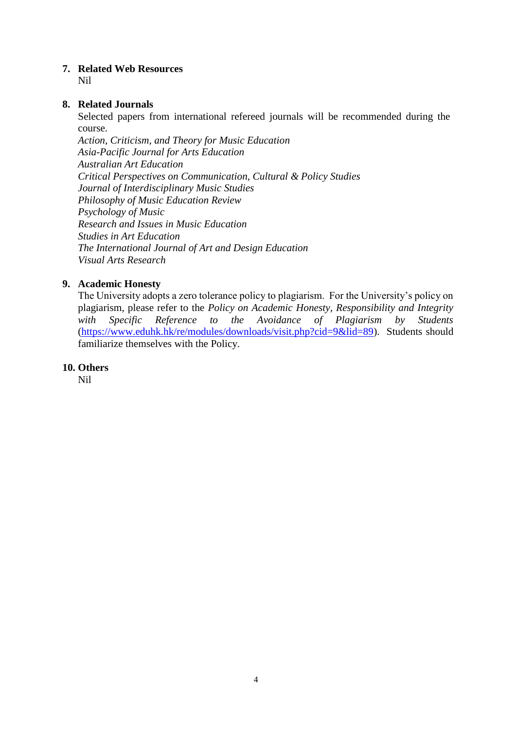## 7. Related Web Resources

Nil

## 8. Related Journals

Selected papers from international refereed journals will be recommended during the course.

*Action, Criticism, and Theory for Music Education*
*Asia-Pacific Journal for Arts Education*
*Australian Art Education*
*Critical Perspectives on Communication, Cultural & Policy Studies*
*Journal of Interdisciplinary Music Studies*
*Philosophy of Music Education Review*
*Psychology of Music*
*Research and Issues in Music Education*
*Studies in Art Education*
*The International Journal of Art and Design Education*
*Visual Arts Research*

## 9. Academic Honesty

The University adopts a zero tolerance policy to plagiarism. For the University's policy on plagiarism, please refer to the *Policy on Academic Honesty, Responsibility and Integrity with Specific Reference to the Avoidance of Plagiarism by Students* (https://www.eduhk.hk/re/modules/downloads/visit.php?cid=9&lid=89). Students should familiarize themselves with the Policy.

## 10. Others

Nil